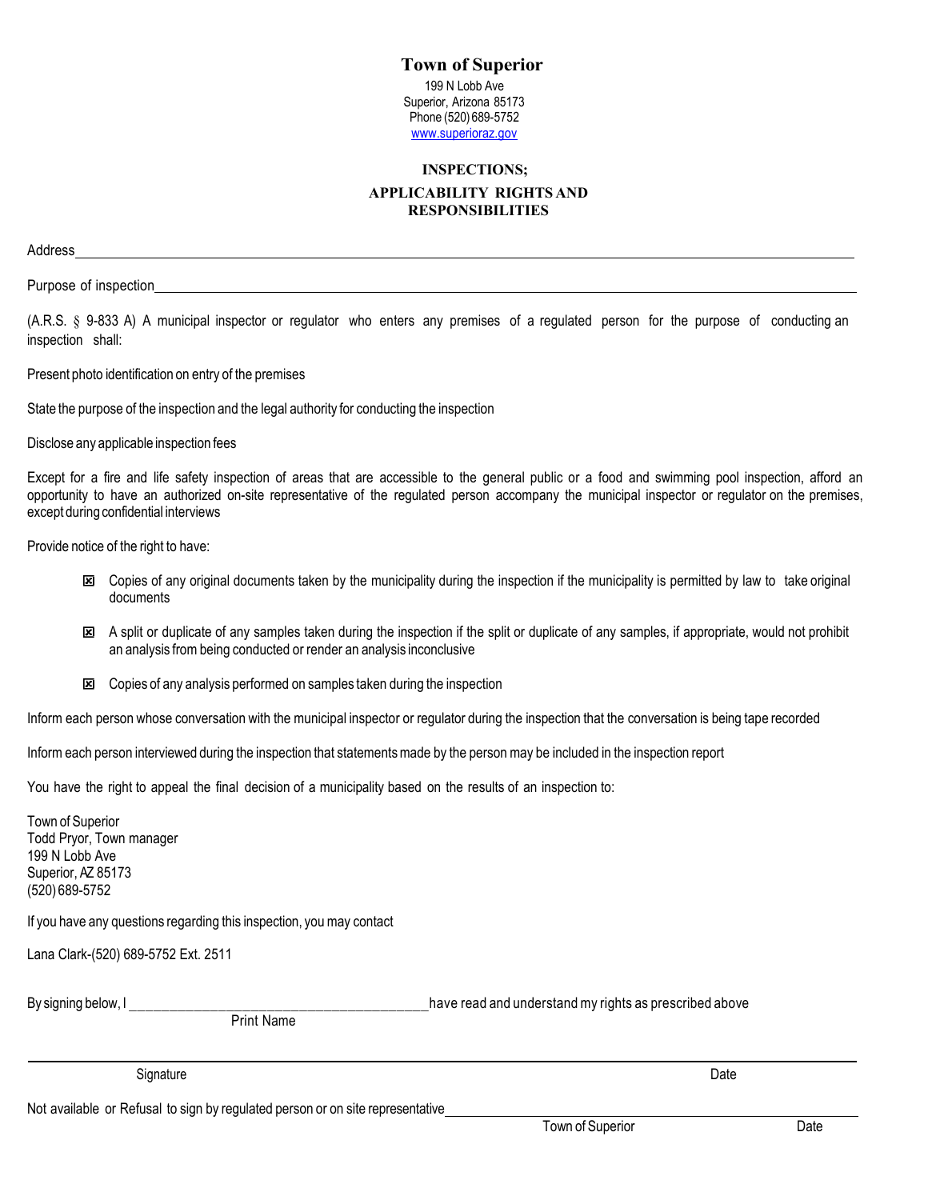# Town of Superior

199 N Lobb Ave
Superior, Arizona 85173
Phone (520) 689-5752
www.superioraz.gov

## INSPECTIONS;
## APPLICABILITY RIGHTS AND RESPONSIBILITIES

Address_______________________________________________________________________________

Purpose of inspection___________________________________________________________________

(A.R.S. § 9-833 A) A municipal inspector or regulator who enters any premises of a regulated person for the purpose of conducting an inspection shall:

Present photo identification on entry of the premises

State the purpose of the inspection and the legal authority for conducting the inspection

Disclose any applicable inspection fees

Except for a fire and life safety inspection of areas that are accessible to the general public or a food and swimming pool inspection, afford an opportunity to have an authorized on-site representative of the regulated person accompany the municipal inspector or regulator on the premises, except during confidential interviews

Provide notice of the right to have:

- ☒ Copies of any original documents taken by the municipality during the inspection if the municipality is permitted by law to take original documents
- ☒ A split or duplicate of any samples taken during the inspection if the split or duplicate of any samples, if appropriate, would not prohibit an analysis from being conducted or render an analysis inconclusive
- ☒ Copies of any analysis performed on samples taken during the inspection

Inform each person whose conversation with the municipal inspector or regulator during the inspection that the conversation is being tape recorded

Inform each person interviewed during the inspection that statements made by the person may be included in the inspection report

You have the right to appeal the final decision of a municipality based on the results of an inspection to:

Town of Superior
Todd Pryor, Town manager
199 N Lobb Ave
Superior, AZ 85173
(520) 689-5752

If you have any questions regarding this inspection, you may contact

Lana Clark-(520) 689-5752 Ext. 2511

By signing below, I __________________________________________ have read and understand my rights as prescribed above
Print Name

_______________________________________________________________________________
Signature Date

Not available or Refusal to sign by regulated person or on site representative______________________________________
Town of Superior Date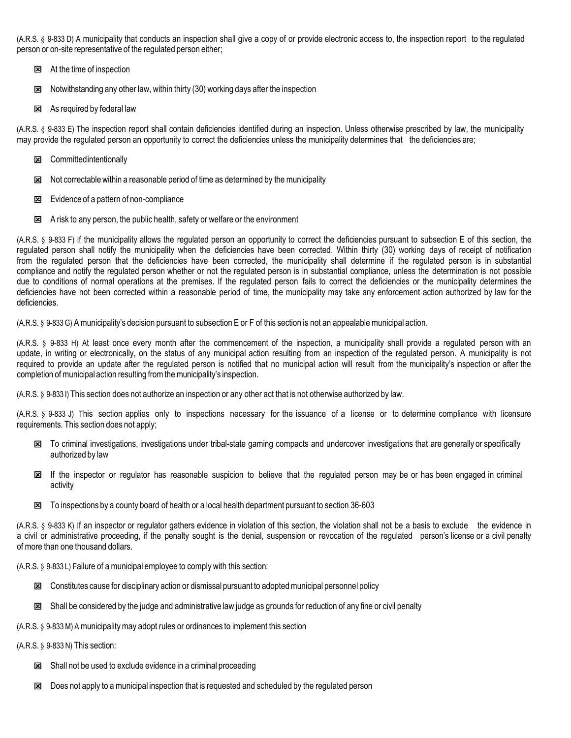(A.R.S. § 9-833 D) A municipality that conducts an inspection shall give a copy of or provide electronic access to, the inspection report to the regulated person or on-site representative of the regulated person either;

- ☒ At the time of inspection
- ☒ Notwithstanding any other law, within thirty (30) working days after the inspection
- ☒ As required by federal law

(A.R.S. § 9-833 E) The inspection report shall contain deficiencies identified during an inspection. Unless otherwise prescribed by law, the municipality may provide the regulated person an opportunity to correct the deficiencies unless the municipality determines that the deficiencies are;

- ☒ Committed intentionally
- ☒ Not correctable within a reasonable period of time as determined by the municipality
- ☒ Evidence of a pattern of non-compliance
- ☒ A risk to any person, the public health, safety or welfare or the environment

(A.R.S. § 9-833 F) If the municipality allows the regulated person an opportunity to correct the deficiencies pursuant to subsection E of this section, the regulated person shall notify the municipality when the deficiencies have been corrected. Within thirty (30) working days of receipt of notification from the regulated person that the deficiencies have been corrected, the municipality shall determine if the regulated person is in substantial compliance and notify the regulated person whether or not the regulated person is in substantial compliance, unless the determination is not possible due to conditions of normal operations at the premises. If the regulated person fails to correct the deficiencies or the municipality determines the deficiencies have not been corrected within a reasonable period of time, the municipality may take any enforcement action authorized by law for the deficiencies.

(A.R.S. § 9-833 G) A municipality's decision pursuant to subsection E or F of this section is not an appealable municipal action.

(A.R.S. § 9-833 H) At least once every month after the commencement of the inspection, a municipality shall provide a regulated person with an update, in writing or electronically, on the status of any municipal action resulting from an inspection of the regulated person. A municipality is not required to provide an update after the regulated person is notified that no municipal action will result from the municipality's inspection or after the completion of municipal action resulting from the municipality's inspection.

(A.R.S. § 9-833 I) This section does not authorize an inspection or any other act that is not otherwise authorized by law.

(A.R.S. § 9-833 J) This section applies only to inspections necessary for the issuance of a license or to determine compliance with licensure requirements. This section does not apply;

- ☒ To criminal investigations, investigations under tribal-state gaming compacts and undercover investigations that are generally or specifically authorized by law
- ☒ If the inspector or regulator has reasonable suspicion to believe that the regulated person may be or has been engaged in criminal activity
- ☒ To inspections by a county board of health or a local health department pursuant to section 36-603

(A.R.S. § 9-833 K) If an inspector or regulator gathers evidence in violation of this section, the violation shall not be a basis to exclude the evidence in a civil or administrative proceeding, if the penalty sought is the denial, suspension or revocation of the regulated person's license or a civil penalty of more than one thousand dollars.

(A.R.S. § 9-833 L) Failure of a municipal employee to comply with this section:

- ☒ Constitutes cause for disciplinary action or dismissal pursuant to adopted municipal personnel policy
- ☒ Shall be considered by the judge and administrative law judge as grounds for reduction of any fine or civil penalty

(A.R.S. § 9-833 M) A municipality may adopt rules or ordinances to implement this section

(A.R.S. § 9-833 N) This section:

- ☒ Shall not be used to exclude evidence in a criminal proceeding
- ☒ Does not apply to a municipal inspection that is requested and scheduled by the regulated person